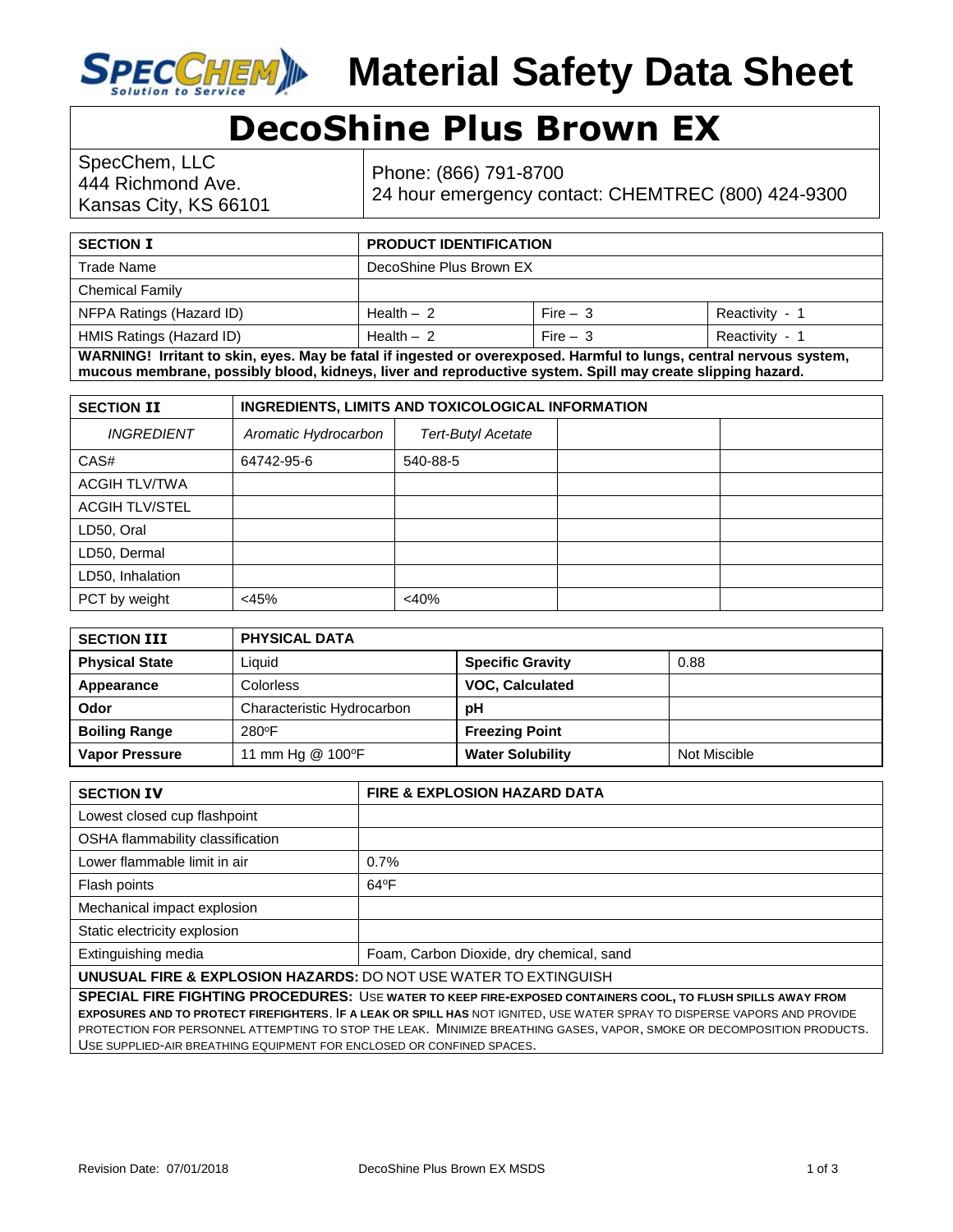# Material Safety Data Sheet

## DecoShine Plus Brown EX

| SpecChem, LLC<br>444 Richmond Ave.<br>Kansas City, KS 66101 | Phone: (866) 791-8700<br>24 hour emergency contact: CHEMTREC (800) 424-9300 |
|---|---|

| SECTION I | PRODUCT IDENTIFICATION | | |
|---|---|---|---|
| Trade Name | DecoShine Plus Brown EX | | |
| Chemical Family | | | |
| NFPA Ratings (Hazard ID) | Health – 2 | Fire – 3 | Reactivity - 1 |
| HMIS Ratings (Hazard ID) | Health – 2 | Fire – 3 | Reactivity - 1 |

**WARNING! Irritant to skin, eyes. May be fatal if ingested or overexposed. Harmful to lungs, central nervous system, mucous membrane, possibly blood, kidneys, liver and reproductive system. Spill may create slipping hazard.**

| SECTION II | INGREDIENTS, LIMITS AND TOXICOLOGICAL INFORMATION | | | |
|---|---|---|---|---|
| *INGREDIENT* | *Aromatic Hydrocarbon* | *Tert-Butyl Acetate* | | |
| CAS# | 64742-95-6 | 540-88-5 | | |
| ACGIH TLV/TWA | | | | |
| ACGIH TLV/STEL | | | | |
| LD50, Oral | | | | |
| LD50, Dermal | | | | |
| LD50, Inhalation | | | | |
| PCT by weight | <45% | <40% | | |

| SECTION III | PHYSICAL DATA | | |
|---|---|---|---|
| **Physical State** | Liquid | **Specific Gravity** | 0.88 |
| **Appearance** | Colorless | **VOC, Calculated** | |
| **Odor** | Characteristic Hydrocarbon | **pH** | |
| **Boiling Range** | 280ºF | **Freezing Point** | |
| **Vapor Pressure** | 11 mm Hg @ 100ºF | **Water Solubility** | Not Miscible |

| SECTION IV | FIRE & EXPLOSION HAZARD DATA |
|---|---|
| Lowest closed cup flashpoint | |
| OSHA flammability classification | |
| Lower flammable limit in air | 0.7% |
| Flash points | 64ºF |
| Mechanical impact explosion | |
| Static electricity explosion | |
| Extinguishing media | Foam, Carbon Dioxide, dry chemical, sand |

**UNUSUAL FIRE & EXPLOSION HAZARDS:** DO NOT USE WATER TO EXTINGUISH

**SPECIAL FIRE FIGHTING PROCEDURES:** USE **WATER TO KEEP FIRE-EXPOSED CONTAINERS COOL, TO FLUSH SPILLS AWAY FROM EXPOSURES AND TO PROTECT FIREFIGHTERS**. **IF A LEAK OR SPILL HAS** NOT IGNITED, USE WATER SPRAY TO DISPERSE VAPORS AND PROVIDE PROTECTION FOR PERSONNEL ATTEMPTING TO STOP THE LEAK. MINIMIZE BREATHING GASES, VAPOR, SMOKE OR DECOMPOSITION PRODUCTS. USE SUPPLIED-AIR BREATHING EQUIPMENT FOR ENCLOSED OR CONFINED SPACES.

Revision Date: 07/01/2018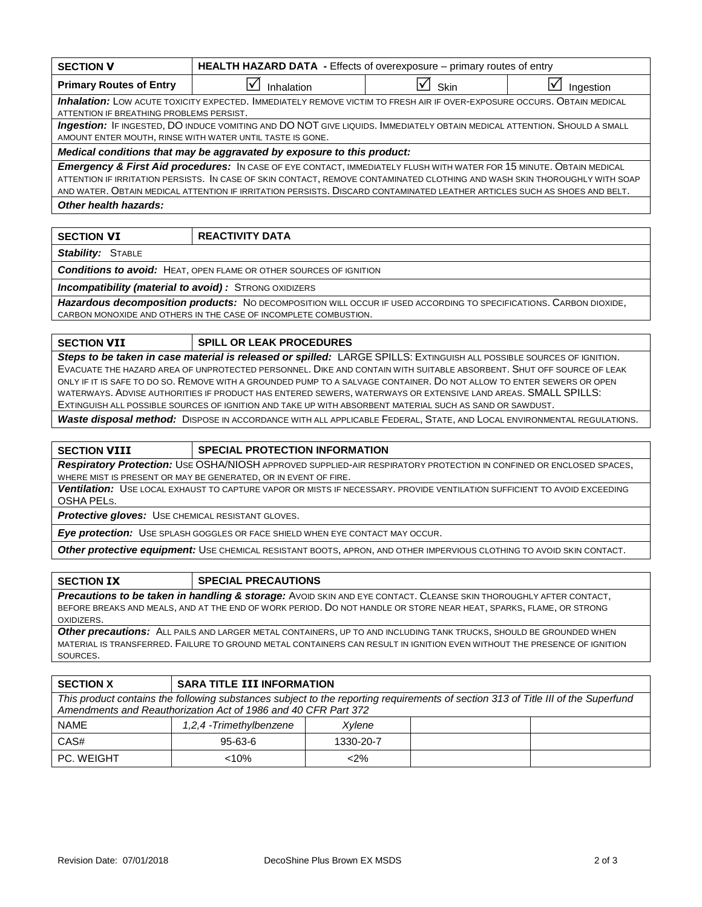| SECTION V | HEALTH HAZARD DATA - Effects of overexposure – primary routes of entry | | |
|---|---|---|---|
| Primary Routes of Entry | ☑ Inhalation | ☑ Skin | ☑ Ingestion |

***Inhalation:*** Low acute toxicity expected. Immediately remove victim to fresh air if over-exposure occurs. Obtain medical attention if breathing problems persist.

***Ingestion:*** If ingested, DO induce vomiting and DO NOT give liquids. Immediately obtain medical attention. Should a small amount enter mouth, rinse with water until taste is gone.

***Medical conditions that may be aggravated by exposure to this product:***

***Emergency & First Aid procedures:*** In case of eye contact, immediately flush with water for 15 minute. Obtain medical attention if irritation persists. In case of skin contact, remove contaminated clothing and wash skin thoroughly with soap and water. Obtain medical attention if irritation persists. Discard contaminated leather articles such as shoes and belt.

***Other health hazards:***

## SECTION VI — REACTIVITY DATA

***Stability:*** Stable

***Conditions to avoid:*** Heat, open flame or other sources of ignition

***Incompatibility (material to avoid) :*** Strong oxidizers

***Hazardous decomposition products:*** No decomposition will occur if used according to specifications. Carbon dioxide, carbon monoxide and others in the case of incomplete combustion.

## SECTION VII — SPILL OR LEAK PROCEDURES

***Steps to be taken in case material is released or spilled:*** LARGE SPILLS: Extinguish all possible sources of ignition. Evacuate the hazard area of unprotected personnel. Dike and contain with suitable absorbent. Shut off source of leak only if it is safe to do so. Remove with a grounded pump to a salvage container. Do not allow to enter sewers or open waterways. Advise authorities if product has entered sewers, waterways or extensive land areas. SMALL SPILLS: Extinguish all possible sources of ignition and take up with absorbent material such as sand or sawdust.

***Waste disposal method:*** Dispose in accordance with all applicable Federal, State, and Local environmental regulations.

## SECTION VIII — SPECIAL PROTECTION INFORMATION

***Respiratory Protection:*** Use OSHA/NIOSH approved supplied-air respiratory protection in confined or enclosed spaces, where mist is present or may be generated, or in event of fire.

***Ventilation:*** Use local exhaust to capture vapor or mists if necessary. Provide ventilation sufficient to avoid exceeding OSHA PELs.

***Protective gloves:*** Use chemical resistant gloves.

***Eye protection:*** Use splash goggles or face shield when eye contact may occur.

***Other protective equipment:*** Use chemical resistant boots, apron, and other impervious clothing to avoid skin contact.

## SECTION IX — SPECIAL PRECAUTIONS

***Precautions to be taken in handling & storage:*** Avoid skin and eye contact. Cleanse skin thoroughly after contact, before breaks and meals, and at the end of work period. Do not handle or store near heat, sparks, flame, or strong oxidizers.

***Other precautions:*** All pails and larger metal containers, up to and including tank trucks, should be grounded when material is transferred. Failure to ground metal containers can result in ignition even without the presence of ignition sources.

## SECTION X — SARA TITLE III INFORMATION

*This product contains the following substances subject to the reporting requirements of section 313 of Title III of the Superfund Amendments and Reauthorization Act of 1986 and 40 CFR Part 372*

| NAME | *1,2,4 -Trimethylbenzene* | *Xylene* | | |
|---|---|---|---|---|
| CAS# | 95-63-6 | 1330-20-7 | | |
| PC. WEIGHT | <10% | <2% | | |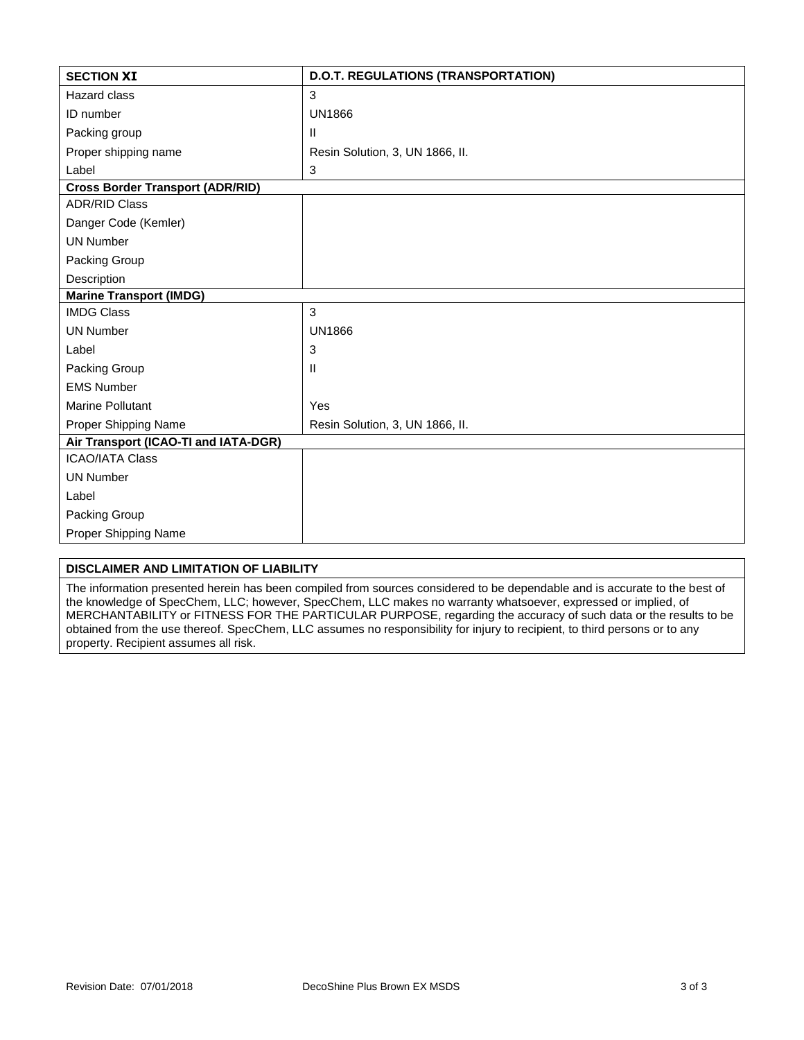| SECTION XI | D.O.T. REGULATIONS (TRANSPORTATION) |
|---|---|
| Hazard class | 3 |
| ID number | UN1866 |
| Packing group | II |
| Proper shipping name | Resin Solution, 3, UN 1866, II. |
| Label | 3 |
| **Cross Border Transport (ADR/RID)** | |
| ADR/RID Class | |
| Danger Code (Kemler) | |
| UN Number | |
| Packing Group | |
| Description | |
| **Marine Transport (IMDG)** | |
| IMDG Class | 3 |
| UN Number | UN1866 |
| Label | 3 |
| Packing Group | II |
| EMS Number | |
| Marine Pollutant | Yes |
| Proper Shipping Name | Resin Solution, 3, UN 1866, II. |
| **Air Transport (ICAO-TI and IATA-DGR)** | |
| ICAO/IATA Class | |
| UN Number | |
| Label | |
| Packing Group | |
| Proper Shipping Name | |

**DISCLAIMER AND LIMITATION OF LIABILITY**

The information presented herein has been compiled from sources considered to be dependable and is accurate to the best of the knowledge of SpecChem, LLC; however, SpecChem, LLC makes no warranty whatsoever, expressed or implied, of MERCHANTABILITY or FITNESS FOR THE PARTICULAR PURPOSE, regarding the accuracy of such data or the results to be obtained from the use thereof. SpecChem, LLC assumes no responsibility for injury to recipient, to third persons or to any property. Recipient assumes all risk.